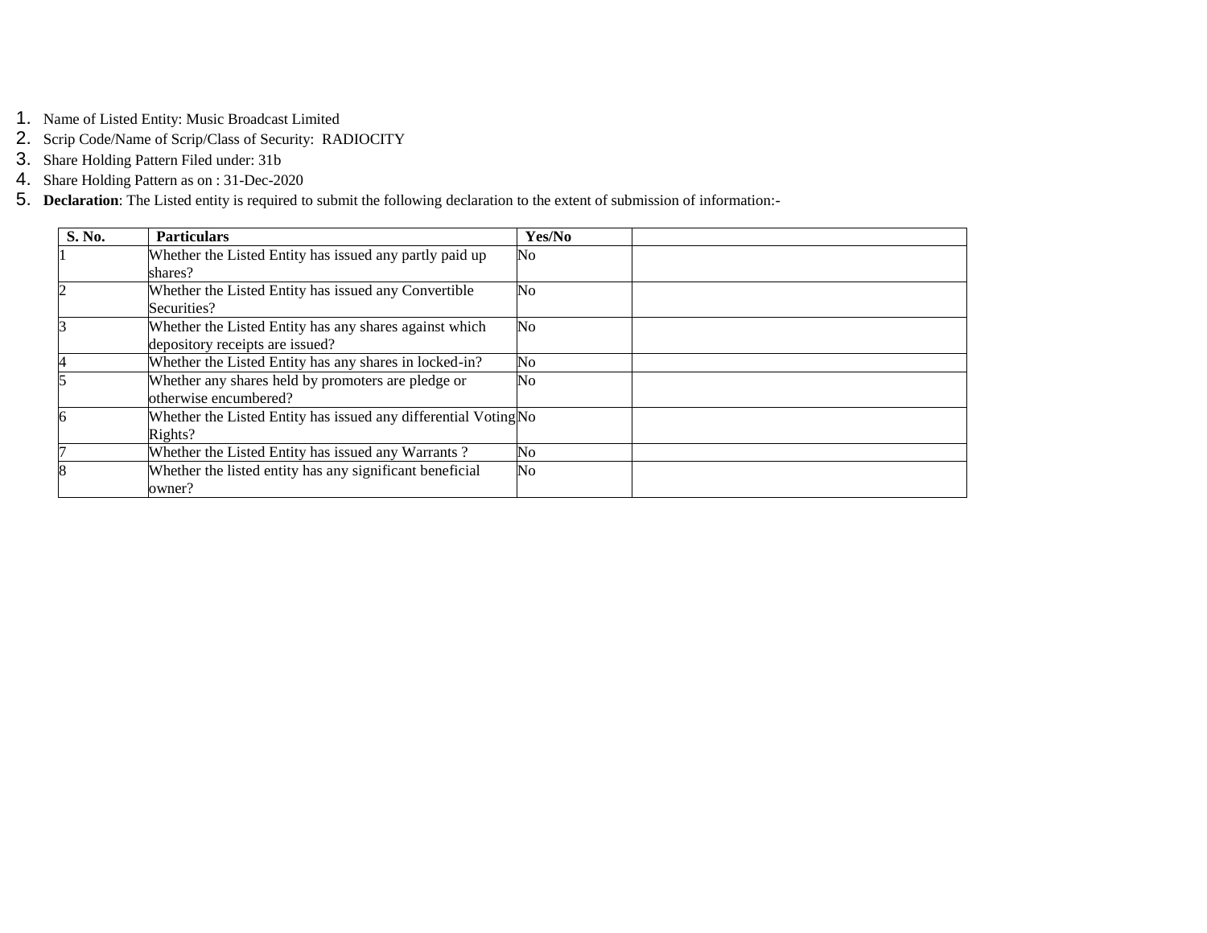1. Name of Listed Entity: Music Broadcast Limited
2. Scrip Code/Name of Scrip/Class of Security: RADIOCITY
3. Share Holding Pattern Filed under: 31b
4. Share Holding Pattern as on : 31-Dec-2020
5. **Declaration**: The Listed entity is required to submit the following declaration to the extent of submission of information:-

| S. No. | Particulars | Yes/No | |
|---|---|---|---|
| 1 | Whether the Listed Entity has issued any partly paid up shares? | No | |
| 2 | Whether the Listed Entity has issued any Convertible Securities? | No | |
| 3 | Whether the Listed Entity has any shares against which depository receipts are issued? | No | |
| 4 | Whether the Listed Entity has any shares in locked-in? | No | |
| 5 | Whether any shares held by promoters are pledge or otherwise encumbered? | No | |
| 6 | Whether the Listed Entity has issued any differential Voting Rights? | No | |
| 7 | Whether the Listed Entity has issued any Warrants ? | No | |
| 8 | Whether the listed entity has any significant beneficial owner? | No | |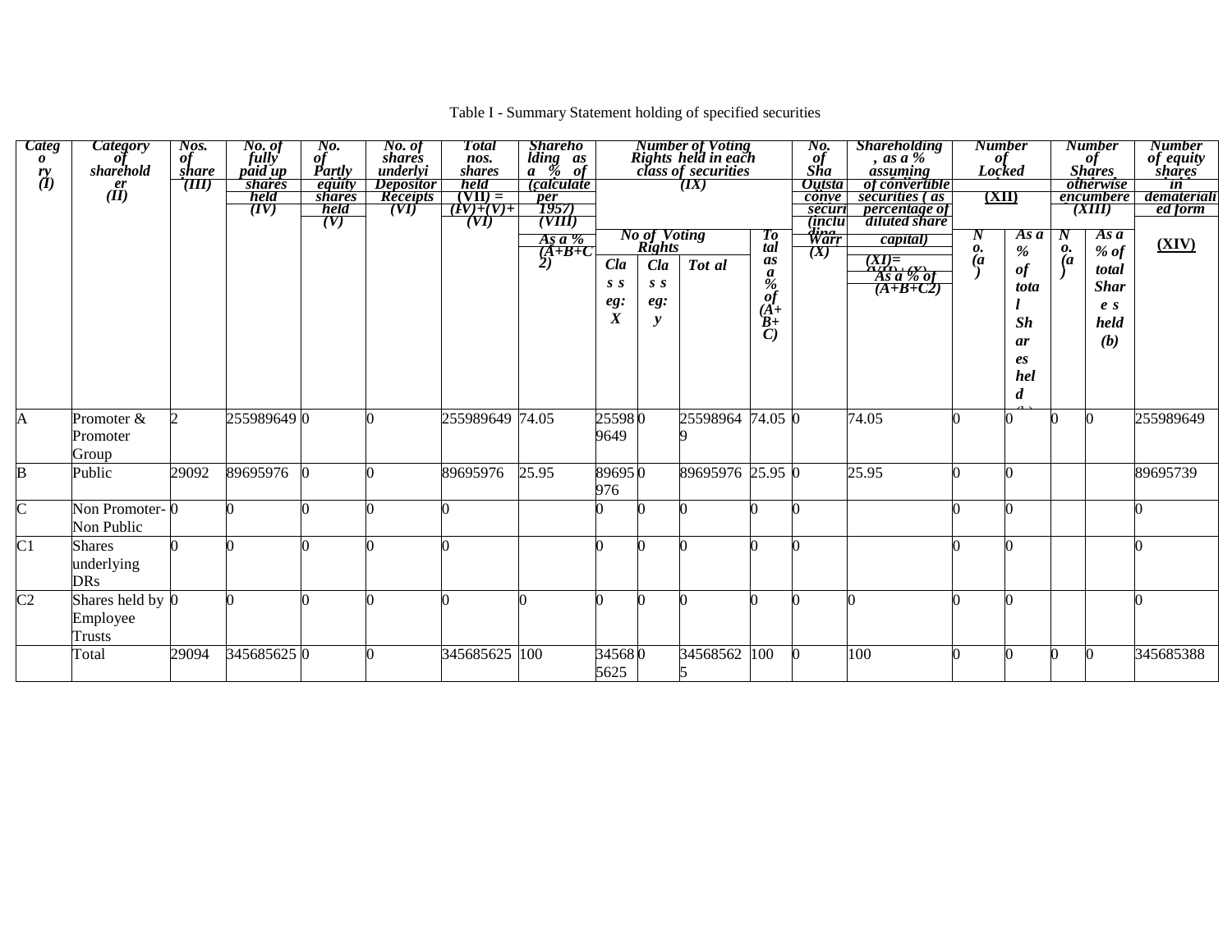Table I - Summary Statement holding of specified securities

| Category (I) | Category of shareholder (II) | Nos. of shareholders (III) | No. of fully paid up equity shares held (IV) | No. of Partly paid-up equity shares held (V) | No. of shares underlying Depository Receipts (VI) | Total nos. shares held (VII) = (IV)+(V)+(VI) | Shareholding as a % of total no. of shares (calculated as per SCRR, 1957) (VIII) As a % of (A+B+C2) | Number of Voting Rights held in each class of securities (IX) | | | | No. of Shares Underlying Outstanding convertible securities (including Warrants) (X) | Shareholding, as a % assuming full conversion of convertible securities ( as a percentage of diluted share capital) (XI)= (VII)+(X) As a % of (A+B+C2) | Number of Locked in shares (XII) | | Number of Shares pledged or otherwise encumbered (XIII) | | Number of equity shares held in dematerialized form (XIV) |
|---|---|---|---|---|---|---|---|---|---|---|---|---|---|---|---|---|---|---|
| | | | | | | | | No of Voting Rights | | | Total as a % of (A+B+C) | | | No. (a) | As a % of total Shares held (b) | No. (a) | As a % of total Shares held (b) | |
| | | | | | | | | Class eg: X | Class eg: y | Total | | | | | | | | |
| A | Promoter & Promoter Group | 2 | 255989649 | 0 | 0 | 255989649 | 74.05 | 255989649 | 0 | 255989649 | 74.05 | 0 | 74.05 | 0 | 0 | 0 | 0 | 255989649 |
| B | Public | 29092 | 89695976 | 0 | 0 | 89695976 | 25.95 | 89695976 | 0 | 89695976 | 25.95 | 0 | 25.95 | 0 | 0 | | | 89695739 |
| C | Non Promoter- Non Public | 0 | 0 | 0 | 0 | 0 | | 0 | 0 | 0 | 0 | 0 | | 0 | 0 | | | 0 |
| C1 | Shares underlying DRs | 0 | 0 | 0 | 0 | 0 | | 0 | 0 | 0 | 0 | 0 | | 0 | 0 | | | 0 |
| C2 | Shares held by Employee Trusts | 0 | 0 | 0 | 0 | 0 | 0 | 0 | 0 | 0 | 0 | 0 | 0 | 0 | 0 | | | 0 |
| | Total | 29094 | 345685625 | 0 | 0 | 345685625 | 100 | 345685625 | 0 | 345685625 | 100 | 0 | 100 | 0 | 0 | 0 | 0 | 345685388 |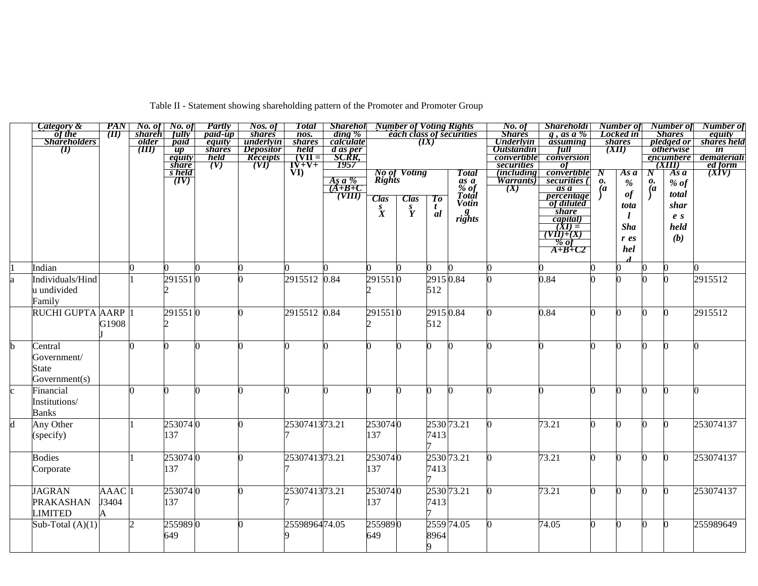Table II - Statement showing shareholding pattern of the Promoter and Promoter Group

| | Category & Name of the Shareholders (I) | PAN (II) | No. of shareholder (III) | No. of fully paid up equity shares held (IV) | Partly paid-up equity shares held (V) | Nos. of shares underlying Depository Receipts (VI) | Total nos. shares held (VII = IV+V+VI) | Shareholding % calculated as per SCRR, 1957 As a % of (A+B+C2) (VIII) | Number of Voting Rights held in each class of securities (IX) | | | | No. of Shares Underlying Outstanding convertible securities (including Warrants) (X) | Shareholding , as a % assuming full conversion of convertible securities ( as a percentage of diluted share capital) (XI) = (VII)+(X) As a % of A+B+C2 | Number of Locked in shares (XII) | | Number of Shares pledged or otherwise encumbered (XIII) | | Number of equity shares held in dematerialized form (XIV) |
|---|---|---|---|---|---|---|---|---|---|---|---|---|---|---|---|---|---|---|---|
| | | | | | | | | | No of Voting Rights | | | Total as a % of Total Voting rights | | | No. (a) | As a % of total Shares held (b) | No. (a) | As a % of total share s held (b) | |
| | | | | | | | | | Class X | Class Y | Total | | | | | | | | |
| 1 | Indian | | 0 | 0 | 0 | 0 | 0 | 0 | 0 | 0 | 0 | 0 | 0 | 0 | 0 | 0 | 0 | 0 | 0 |
| a | Individuals/Hindu undivided Family | | 1 | 2915512 | 0 | 0 | 2915512 | 0.84 | 2915512 | 0 | 2915512 | 0.84 | 0 | 0.84 | 0 | 0 | 0 | 0 | 2915512 |
| | RUCHI GUPTA | AARPG1908J | 1 | 2915512 | 0 | 0 | 2915512 | 0.84 | 2915512 | 0 | 2915512 | 0.84 | 0 | 0.84 | 0 | 0 | 0 | 0 | 2915512 |
| b | Central Government/ State Government(s) | | 0 | 0 | 0 | 0 | 0 | 0 | 0 | 0 | 0 | 0 | 0 | 0 | 0 | 0 | 0 | 0 | 0 |
| c | Financial Institutions/ Banks | | 0 | 0 | 0 | 0 | 0 | 0 | 0 | 0 | 0 | 0 | 0 | 0 | 0 | 0 | 0 | 0 | 0 |
| d | Any Other (specify) | | 1 | 253074137 | 0 | 0 | 253074137 | 73.21 | 253074137 | 0 | 253074137 | 73.21 | 0 | 73.21 | 0 | 0 | 0 | 0 | 253074137 |
| | Bodies Corporate | | 1 | 253074137 | 0 | 0 | 253074137 | 73.21 | 253074137 | 0 | 253074137 | 73.21 | 0 | 73.21 | 0 | 0 | 0 | 0 | 253074137 |
| | JAGRAN PRAKASHAN LIMITED | AAACJ3404A | 1 | 253074137 | 0 | 0 | 253074137 | 73.21 | 253074137 | 0 | 253074137 | 73.21 | 0 | 73.21 | 0 | 0 | 0 | 0 | 253074137 |
| | Sub-Total (A)(1) | | 2 | 255989649 | 0 | 0 | 255989649 | 74.05 | 255989649 | 0 | 255989649 | 74.05 | 0 | 74.05 | 0 | 0 | 0 | 0 | 255989649 |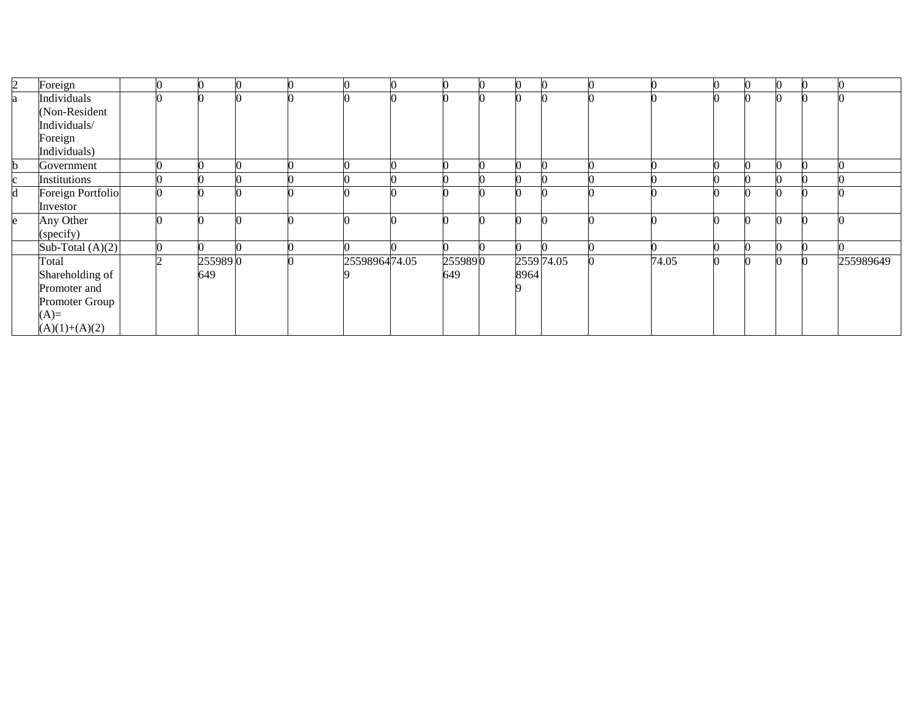| 2 | Foreign | | 0 | 0 | 0 | 0 | 0 | 0 | 0 | 0 | 0 | 0 | 0 | 0 | 0 | 0 | 0 | 0 | 0 |
|---|---|---|---|---|---|---|---|---|---|---|---|---|---|---|---|---|---|---|---|
| a | Individuals (Non-Resident Individuals/ Foreign Individuals) | | 0 | 0 | 0 | 0 | 0 | 0 | 0 | 0 | 0 | 0 | 0 | 0 | 0 | 0 | 0 | 0 | 0 |
| b | Government | | 0 | 0 | 0 | 0 | 0 | 0 | 0 | 0 | 0 | 0 | 0 | 0 | 0 | 0 | 0 | 0 | 0 |
| c | Institutions | | 0 | 0 | 0 | 0 | 0 | 0 | 0 | 0 | 0 | 0 | 0 | 0 | 0 | 0 | 0 | 0 | 0 |
| d | Foreign Portfolio Investor | | 0 | 0 | 0 | 0 | 0 | 0 | 0 | 0 | 0 | 0 | 0 | 0 | 0 | 0 | 0 | 0 | 0 |
| e | Any Other (specify) | | 0 | 0 | 0 | 0 | 0 | 0 | 0 | 0 | 0 | 0 | 0 | 0 | 0 | 0 | 0 | 0 | 0 |
| | Sub-Total (A)(2) | | 0 | 0 | 0 | 0 | 0 | 0 | 0 | 0 | 0 | 0 | 0 | 0 | 0 | 0 | 0 | 0 | 0 |
| | Total Shareholding of Promoter and Promoter Group (A)= (A)(1)+(A)(2) | | 2 | 255989649 | 0 | 0 | 255989649 | 74.05 | 255989649 | 0 | 255989649 | 74.05 | 0 | 74.05 | 0 | 0 | 0 | 0 | 255989649 |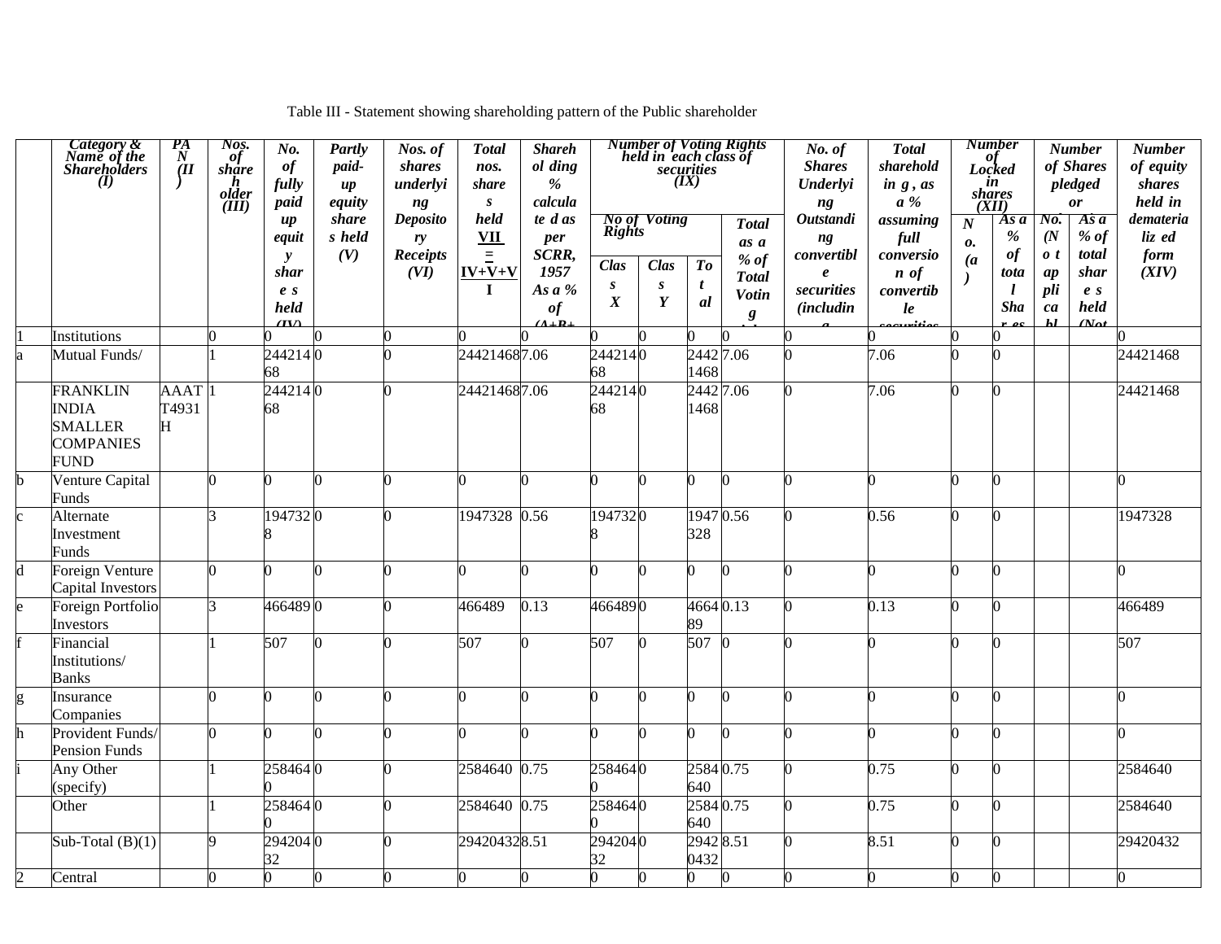Table III - Statement showing shareholding pattern of the Public shareholder

| | Category & Name of the Shareholders (I) | PAN (II) | Nos. of shareholder (III) | No. of fully paid up equity shares held (IV) | Partly paid-up equity shares held (V) | Nos. of shares underlying Depository Receipts (VI) | Total nos. shares held VII = IV+V+VI | Shareholding % calculated as per SCRR, 1957 As a % of (A+B+ | Number of Voting Rights held in each class of securities (IX) | | | | No. of Shares Underlying Outstanding convertible securities (including | Total shareholding , as a % assuming full conversion of convertible securities | Number of Locked in shares (XII) | | Number of Shares pledged or | | Number of equity shares held in dematerialized form (XIV) |
|---|---|---|---|---|---|---|---|---|---|---|---|---|---|---|---|---|---|---|---|
| | | | | | | | | | No of Voting Rights | | | Total as a % of Total Voting | | | No. (a) | As a % of total Shares | No. (Not applicable) | As a % of total shares held (Not | |
| | | | | | | | | | Class X | Class Y | Total | | | | | | | | |
| 1 | Institutions | | 0 | 0 | 0 | 0 | 0 | 0 | 0 | 0 | 0 | 0 | 0 | 0 | 0 | 0 | | | 0 |
| a | Mutual Funds/ | | 1 | 24421468 | 0 | 0 | 24421468 | 7.06 | 24421468 | 0 | 24421468 | 7.06 | 0 | 7.06 | 0 | 0 | | | 24421468 |
| | FRANKLIN INDIA SMALLER COMPANIES FUND | AAATT4931H | 1 | 24421468 | 0 | 0 | 24421468 | 7.06 | 24421468 | 0 | 24421468 | 7.06 | 0 | 7.06 | 0 | 0 | | | 24421468 |
| b | Venture Capital Funds | | 0 | 0 | 0 | 0 | 0 | 0 | 0 | 0 | 0 | 0 | 0 | 0 | 0 | 0 | | | 0 |
| c | Alternate Investment Funds | | 3 | 1947328 | 0 | 0 | 1947328 | 0.56 | 1947328 | 0 | 1947328 | 0.56 | 0 | 0.56 | 0 | 0 | | | 1947328 |
| d | Foreign Venture Capital Investors | | 0 | 0 | 0 | 0 | 0 | 0 | 0 | 0 | 0 | 0 | 0 | 0 | 0 | 0 | | | 0 |
| e | Foreign Portfolio Investors | | 3 | 466489 | 0 | 0 | 466489 | 0.13 | 466489 | 0 | 466489 | 0.13 | 0 | 0.13 | 0 | 0 | | | 466489 |
| f | Financial Institutions/ Banks | | 1 | 507 | 0 | 0 | 507 | 0 | 507 | 0 | 507 | 0 | 0 | 0 | 0 | 0 | | | 507 |
| g | Insurance Companies | | 0 | 0 | 0 | 0 | 0 | 0 | 0 | 0 | 0 | 0 | 0 | 0 | 0 | 0 | | | 0 |
| h | Provident Funds/ Pension Funds | | 0 | 0 | 0 | 0 | 0 | 0 | 0 | 0 | 0 | 0 | 0 | 0 | 0 | 0 | | | 0 |
| i | Any Other (specify) | | 1 | 2584640 | 0 | 0 | 2584640 | 0.75 | 2584640 | 0 | 2584640 | 0.75 | 0 | 0.75 | 0 | 0 | | | 2584640 |
| | Other | | 1 | 2584640 | 0 | 0 | 2584640 | 0.75 | 2584640 | 0 | 2584640 | 0.75 | 0 | 0.75 | 0 | 0 | | | 2584640 |
| | Sub-Total (B)(1) | | 9 | 29420432 | 0 | 0 | 29420432 | 8.51 | 29420432 | 0 | 29420432 | 8.51 | 0 | 8.51 | 0 | 0 | | | 29420432 |
| 2 | Central | | 0 | 0 | 0 | 0 | 0 | 0 | 0 | 0 | 0 | 0 | 0 | 0 | 0 | 0 | | | 0 |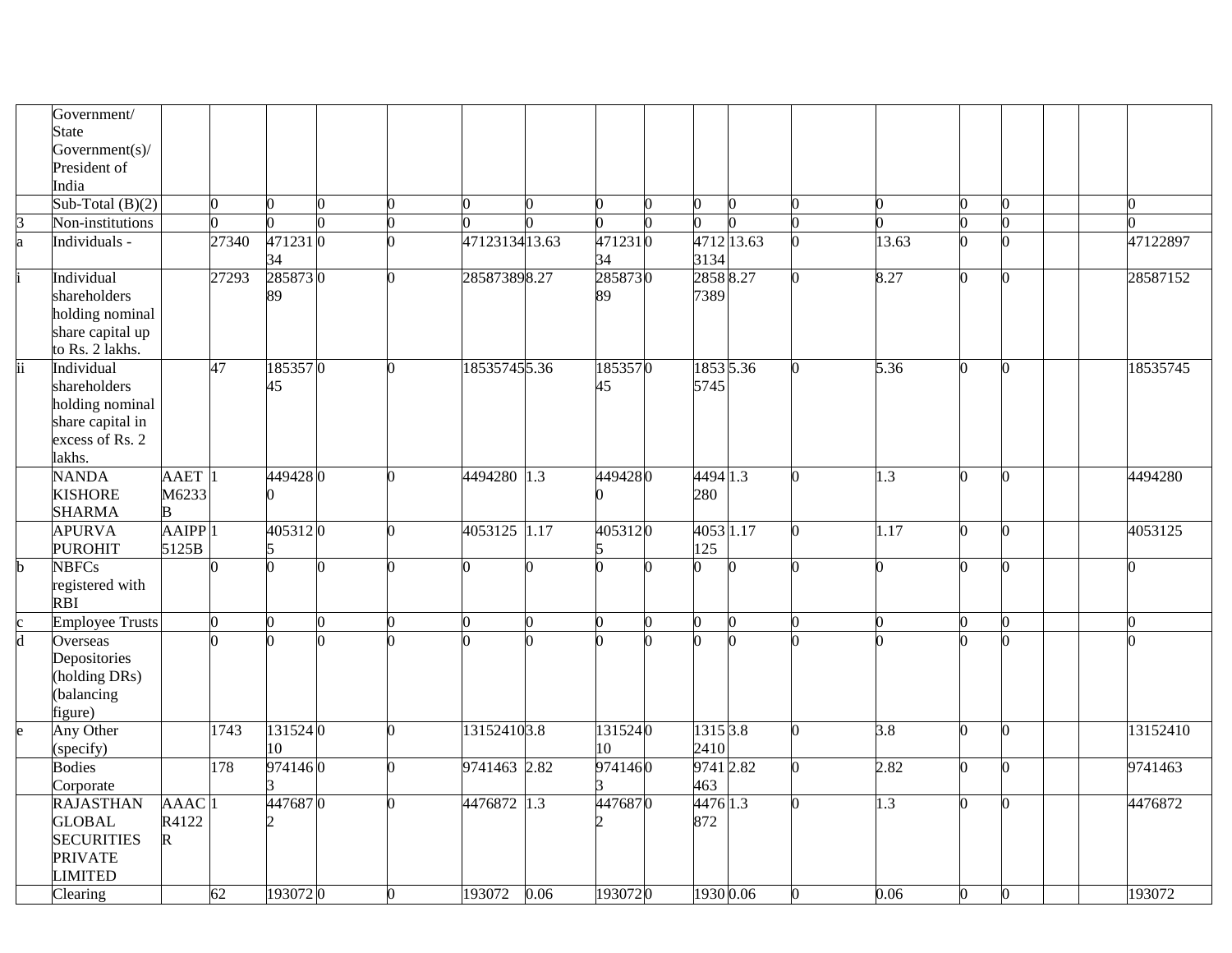| | | | | | | | | | | | | | | | | | | | |
|---|---|---|---|---|---|---|---|---|---|---|---|---|---|---|---|---|---|---|---|
| | Government/ State Government(s)/ President of India | | | | | | | | | | | | | | | | | | |
| | Sub-Total (B)(2) | | 0 | 0 | 0 | 0 | 0 | 0 | 0 | 0 | 0 | 0 | 0 | 0 | 0 | 0 | | | 0 |
| 3 | Non-institutions | | 0 | 0 | 0 | 0 | 0 | 0 | 0 | 0 | 0 | 0 | 0 | 0 | 0 | 0 | | | 0 |
| a | Individuals - | | 27340 | 47123134 | 0 | 0 | 47123134 | 13.63 | 47123134 | 0 | 47123134 | 13.63 | 0 | 13.63 | 0 | 0 | | | 47122897 |
| i | Individual shareholders holding nominal share capital up to Rs. 2 lakhs. | | 27293 | 28587389 | 0 | 0 | 28587389 | 8.27 | 28587389 | 0 | 28587389 | 8.27 | 0 | 8.27 | 0 | 0 | | | 28587152 |
| ii | Individual shareholders holding nominal share capital in excess of Rs. 2 lakhs. | | 47 | 18535745 | 0 | 0 | 18535745 | 5.36 | 18535745 | 0 | 18535745 | 5.36 | 0 | 5.36 | 0 | 0 | | | 18535745 |
| | NANDA KISHORE SHARMA | AAETM6233B | 1 | 4494280 | 0 | 0 | 4494280 | 1.3 | 4494280 | 0 | 4494280 | 1.3 | 0 | 1.3 | 0 | 0 | | | 4494280 |
| | APURVA PUROHIT | AAIPP5125B | 1 | 4053125 | 0 | 0 | 4053125 | 1.17 | 4053125 | 0 | 4053125 | 1.17 | 0 | 1.17 | 0 | 0 | | | 4053125 |
| b | NBFCs registered with RBI | | 0 | 0 | 0 | 0 | 0 | 0 | 0 | 0 | 0 | 0 | 0 | 0 | 0 | 0 | | | 0 |
| c | Employee Trusts | | 0 | 0 | 0 | 0 | 0 | 0 | 0 | 0 | 0 | 0 | 0 | 0 | 0 | 0 | | | 0 |
| d | Overseas Depositories (holding DRs) (balancing figure) | | 0 | 0 | 0 | 0 | 0 | 0 | 0 | 0 | 0 | 0 | 0 | 0 | 0 | 0 | | | 0 |
| e | Any Other (specify) | | 1743 | 13152410 | 0 | 0 | 13152410 | 3.8 | 13152410 | 0 | 13152410 | 3.8 | 0 | 3.8 | 0 | 0 | | | 13152410 |
| | Bodies Corporate | | 178 | 9741463 | 0 | 0 | 9741463 | 2.82 | 9741463 | 0 | 9741463 | 2.82 | 0 | 2.82 | 0 | 0 | | | 9741463 |
| | RAJASTHAN GLOBAL SECURITIES PRIVATE LIMITED | AAACR4122R | 1 | 4476872 | 0 | 0 | 4476872 | 1.3 | 4476872 | 0 | 4476872 | 1.3 | 0 | 1.3 | 0 | 0 | | | 4476872 |
| | Clearing | | 62 | 193072 | 0 | 0 | 193072 | 0.06 | 193072 | 0 | 1930 | 0.06 | 0 | 0.06 | 0 | 0 | | | 193072 |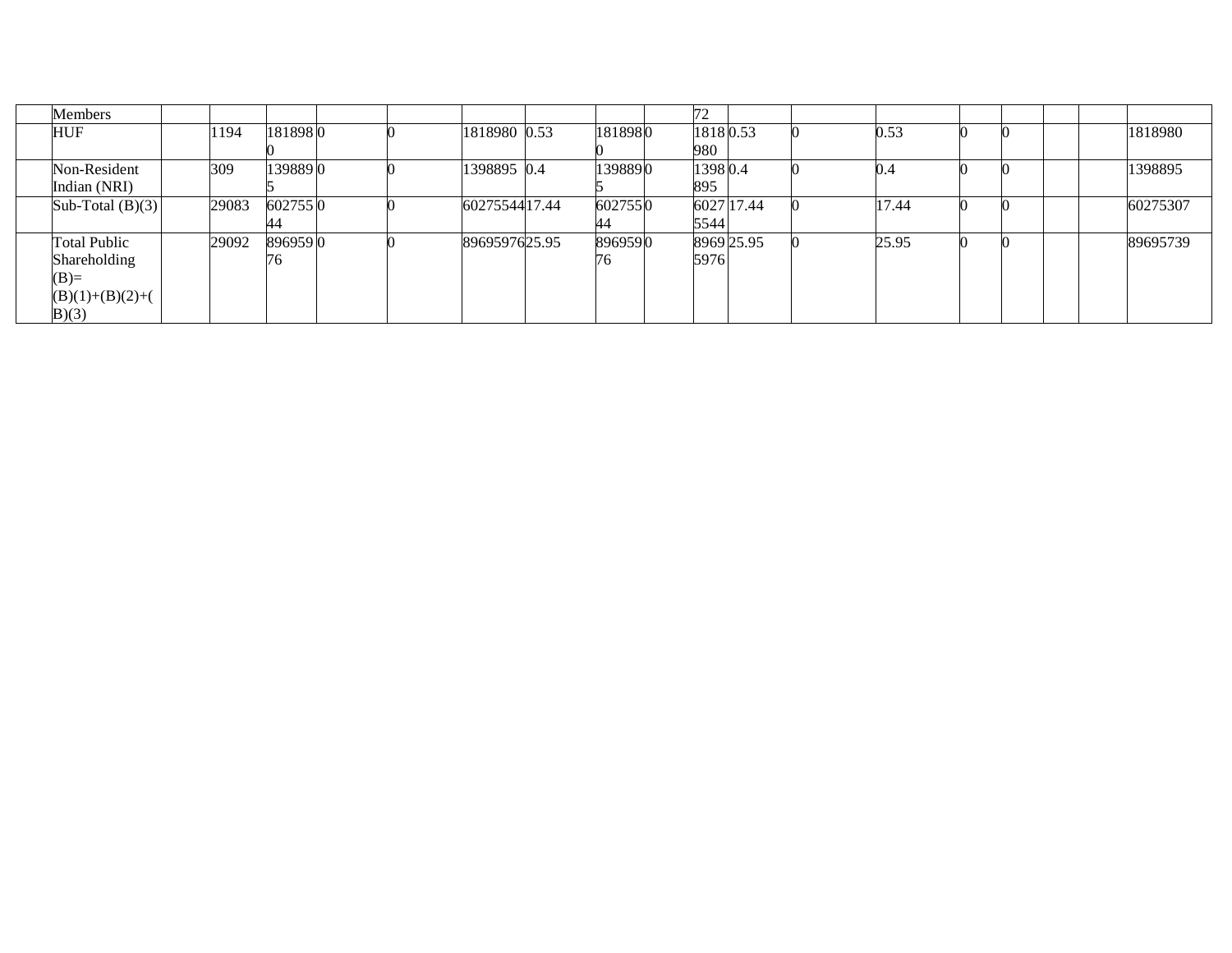| | Members | | | | | | | | | | 72 | | | | | | | | |
|---|---|---|---|---|---|---|---|---|---|---|---|---|---|---|---|---|---|---|---|
| | HUF | | 1194 | 1818980 | 0 | 0 | 1818980 | 0.53 | 1818980 | 0 | 1818980 | 0.53 | 0 | 0.53 | 0 | 0 | | | 1818980 |
| | Non-Resident Indian (NRI) | | 309 | 1398895 | 0 | 0 | 1398895 | 0.4 | 1398895 | 0 | 1398895 | 0.4 | 0 | 0.4 | 0 | 0 | | | 1398895 |
| | Sub-Total (B)(3) | | 29083 | 60275544 | 0 | 0 | 60275544 | 17.44 | 60275544 | 0 | 60275544 | 17.44 | 0 | 17.44 | 0 | 0 | | | 60275307 |
| | Total Public Shareholding (B)= (B)(1)+(B)(2)+(B)(3) | | 29092 | 89695976 | 0 | 0 | 89695976 | 25.95 | 89695976 | 0 | 89695976 | 25.95 | 0 | 25.95 | 0 | 0 | | | 89695739 |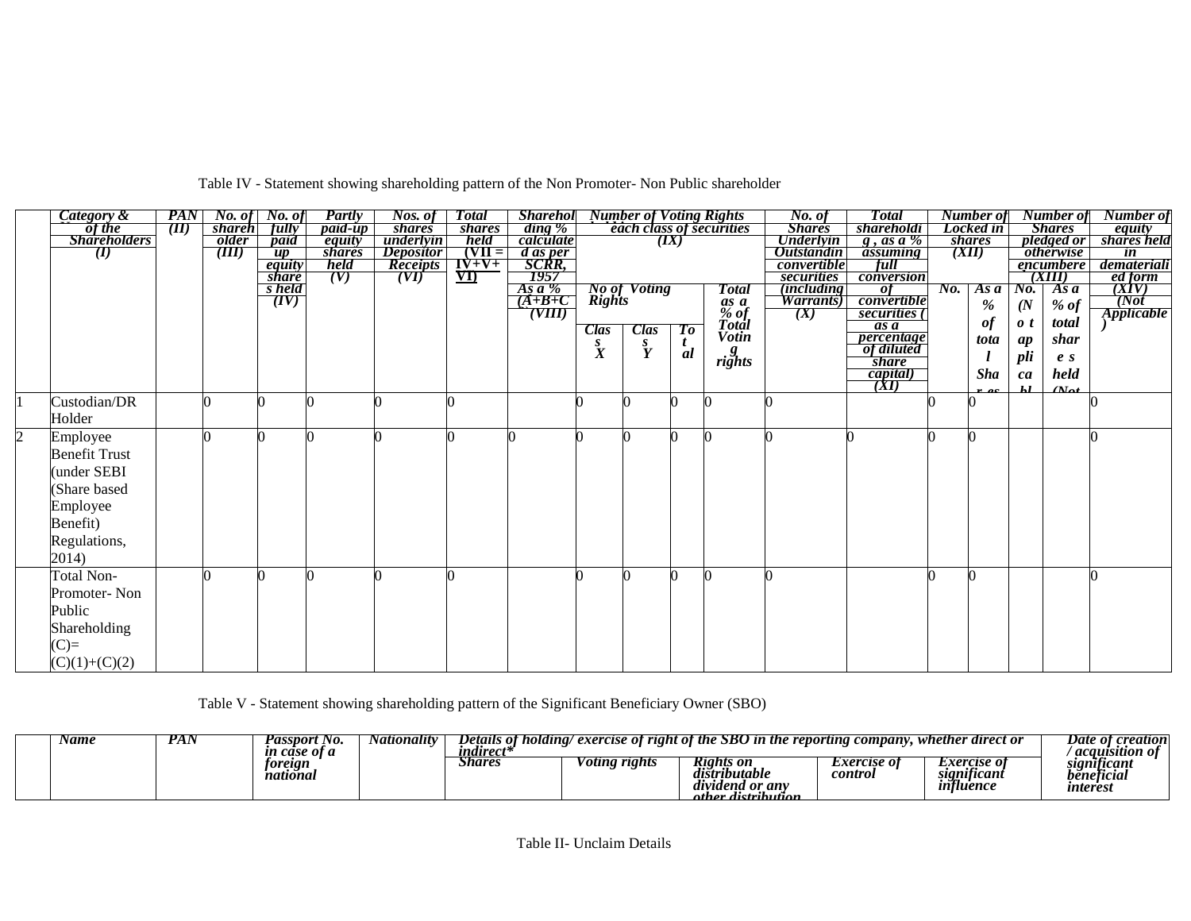Table IV - Statement showing shareholding pattern of the Non Promoter- Non Public shareholder

| | Category & Name of the Shareholders (I) | PAN (II) | No. of shareholder (III) | No. of fully paid up equity shares held (IV) | Partly paid-up equity shares held (V) | Nos. of shares underlying Depository Receipts (VI) | Total shares held (VII = IV+V+VI) | Shareholding % calculated as per SCRR, 1957 As a % of (A+B+C2) (VIII) | Number of Voting Rights held in each class of securities (IX) | | | | No. of Shares Underlying Outstanding convertible securities (including Warrants) (X) | Total shareholding, as a % assuming full conversion of convertible securities (as a percentage of diluted share capital) (XI) | Number of Locked in shares (XII) | | Number of Shares pledged or otherwise encumbered (XIII) | | Number of equity shares held in dematerialized form (XIV) (Not Applicable) |
|---|---|---|---|---|---|---|---|---|---|---|---|---|---|---|---|---|---|---|---|
| | | | | | | | | | No of Voting Rights | | | Total as a % of Total Voting rights | | | No. | As a % of total Shares held | No. (Not applicable) | As a % of total shares held (Not applicable) | |
| | | | | | | | | | Class X | Class Y | Total | | | | | | | | |
| 1 | Custodian/DR Holder | | 0 | 0 | 0 | 0 | 0 | | 0 | 0 | 0 | 0 | 0 | | 0 | 0 | | | 0 |
| 2 | Employee Benefit Trust (under SEBI (Share based Employee Benefit) Regulations, 2014) | | 0 | 0 | 0 | 0 | 0 | 0 | 0 | 0 | 0 | 0 | 0 | 0 | 0 | 0 | | | 0 |
| | Total Non-Promoter- Non Public Shareholding (C)= (C)(1)+(C)(2) | | 0 | 0 | 0 | 0 | 0 | | 0 | 0 | 0 | 0 | 0 | | 0 | 0 | | | 0 |

Table V - Statement showing shareholding pattern of the Significant Beneficiary Owner (SBO)

| | Name | PAN | Passport No. in case of a foreign national | Nationality | Details of holding/ exercise of right of the SBO in the reporting company, whether direct or indirect* | | | | | Date of creation / acquisition of significant beneficial interest |
|---|---|---|---|---|---|---|---|---|---|---|
| | | | | | Shares | Voting rights | Rights on distributable dividend or any other distribution | Exercise of control | Exercise of significant influence | |

Table II- Unclaim Details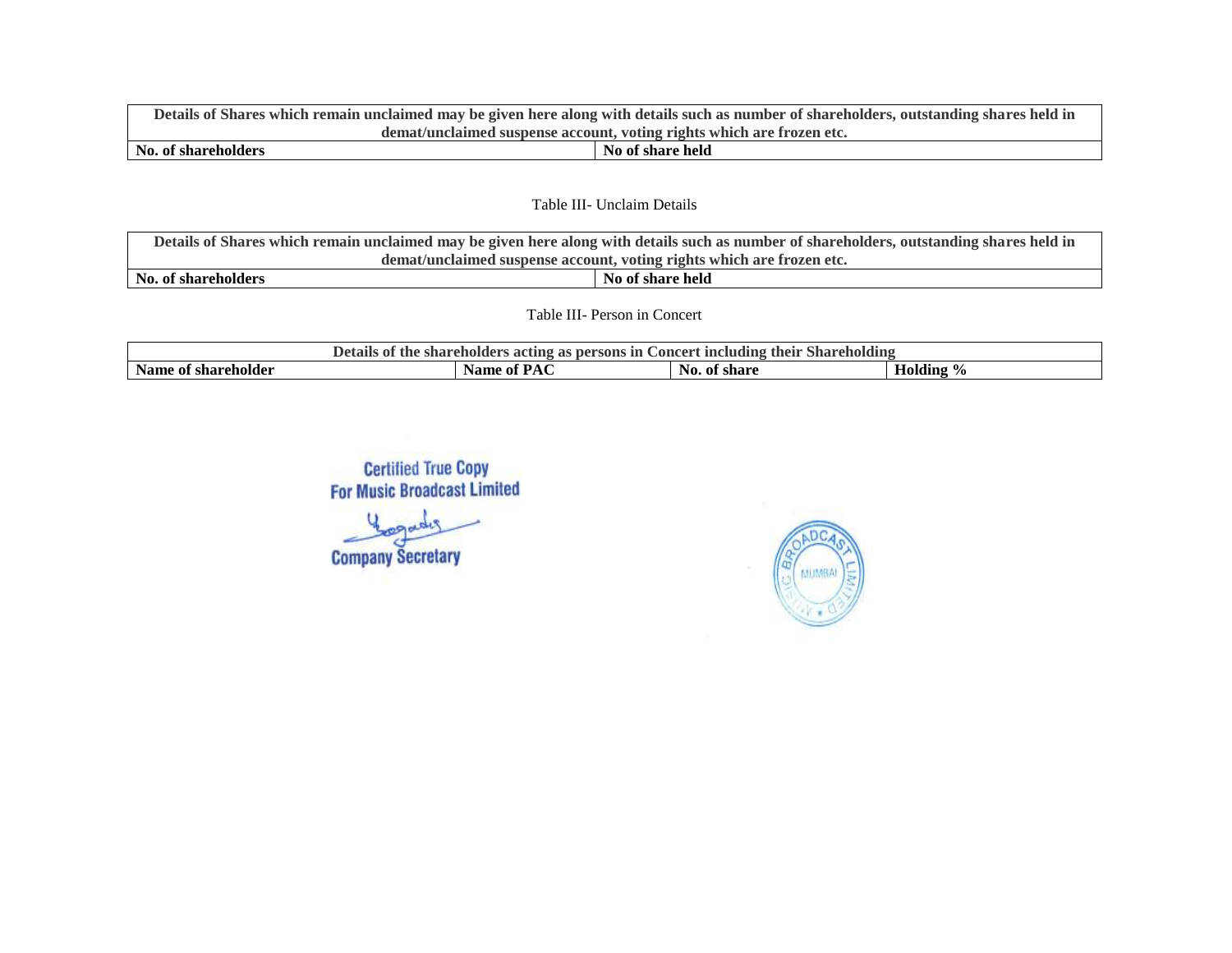| Details of Shares which remain unclaimed may be given here along with details such as number of shareholders, outstanding shares held in demat/unclaimed suspense account, voting rights which are frozen etc. | |
|---|---|
| **No. of shareholders** | **No of share held** |

Table III- Unclaim Details

| Details of Shares which remain unclaimed may be given here along with details such as number of shareholders, outstanding shares held in demat/unclaimed suspense account, voting rights which are frozen etc. | |
|---|---|
| **No. of shareholders** | **No of share held** |

Table III- Person in Concert

| Details of the shareholders acting as persons in Concert including their Shareholding | | | |
|---|---|---|---|
| **Name of shareholder** | **Name of PAC** | **No. of share** | **Holding %** |

Certified True Copy
For Music Broadcast Limited

Company Secretary